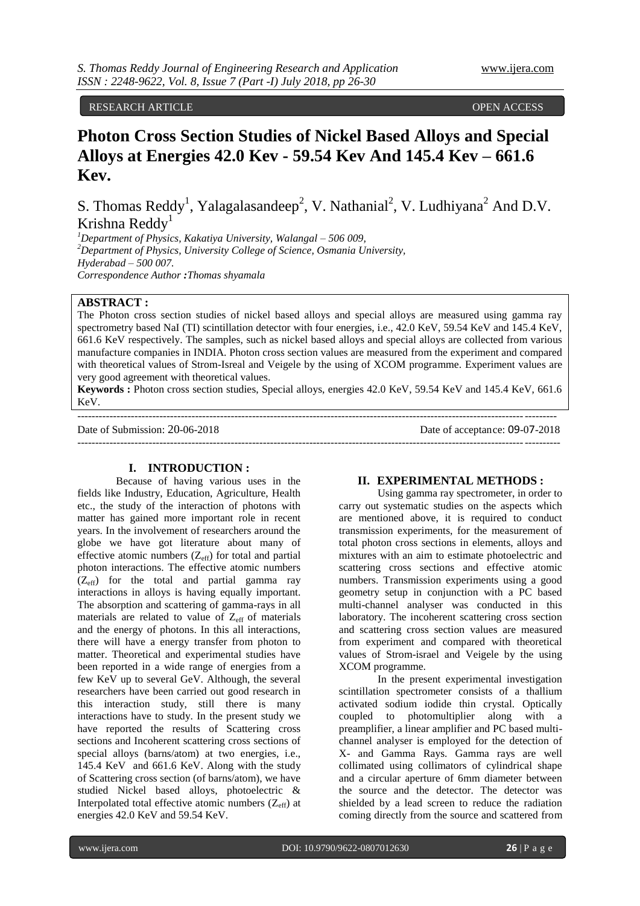RESEARCH ARTICLE OPEN ACCESS

# Photon Cross Section Studies of Nickel Based Alloys and Special Alloys at Energies 42.0 Kev - 59.54 Kev And 145.4 Kev – 661.6 Kev.

S. Thomas Reddy[1], Yalagalasandeep[2], V. Nathanial[2], V. Ludhiyana[2] And D.V. Krishna Reddy[1]

[1]Department of Physics, Kakatiya University, Walangal – 506 009,
[2]Department of Physics, University College of Science, Osmania University, Hyderabad – 500 007.
*Correspondence Author* **:** *Thomas shyamala*

**ABSTRACT :**
The Photon cross section studies of nickel based alloys and special alloys are measured using gamma ray spectrometry based NaI (TI) scintillation detector with four energies, i.e., 42.0 KeV, 59.54 KeV and 145.4 KeV, 661.6 KeV respectively. The samples, such as nickel based alloys and special alloys are collected from various manufacture companies in INDIA. Photon cross section values are measured from the experiment and compared with theoretical values of Strom-Isreal and Veigele by the using of XCOM programme. Experiment values are very good agreement with theoretical values.

**Keywords :** Photon cross section studies, Special alloys, energies 42.0 KeV, 59.54 KeV and 145.4 KeV, 661.6 KeV.

Date of Submission: 20-06-2018 Date of acceptance: 09-07-2018

## I. INTRODUCTION :

Because of having various uses in the fields like Industry, Education, Agriculture, Health etc., the study of the interaction of photons with matter has gained more important role in recent years. In the involvement of researchers around the globe we have got literature about many of effective atomic numbers ($Z_{eff}$) for total and partial photon interactions. The effective atomic numbers ($Z_{eff}$) for the total and partial gamma ray interactions in alloys is having equally important. The absorption and scattering of gamma-rays in all materials are related to value of $Z_{eff}$ of materials and the energy of photons. In this all interactions, there will have a energy transfer from photon to matter. Theoretical and experimental studies have been reported in a wide range of energies from a few KeV up to several GeV. Although, the several researchers have been carried out good research in this interaction study, still there is many interactions have to study. In the present study we have reported the results of Scattering cross sections and Incoherent scattering cross sections of special alloys (barns/atom) at two energies, i.e., 145.4 KeV and 661.6 KeV. Along with the study of Scattering cross section (of barns/atom), we have studied Nickel based alloys, photoelectric & Interpolated total effective atomic numbers ($Z_{eff}$) at energies 42.0 KeV and 59.54 KeV.

## II. EXPERIMENTAL METHODS :

Using gamma ray spectrometer, in order to carry out systematic studies on the aspects which are mentioned above, it is required to conduct transmission experiments, for the measurement of total photon cross sections in elements, alloys and mixtures with an aim to estimate photoelectric and scattering cross sections and effective atomic numbers. Transmission experiments using a good geometry setup in conjunction with a PC based multi-channel analyser was conducted in this laboratory. The incoherent scattering cross section and scattering cross section values are measured from experiment and compared with theoretical values of Strom-israel and Veigele by the using XCOM programme.

In the present experimental investigation scintillation spectrometer consists of a thallium activated sodium iodide thin crystal. Optically coupled to photomultiplier along with a preamplifier, a linear amplifier and PC based multi-channel analyser is employed for the detection of X- and Gamma Rays. Gamma rays are well collimated using collimators of cylindrical shape and a circular aperture of 6mm diameter between the source and the detector. The detector was shielded by a lead screen to reduce the radiation coming directly from the source and scattered from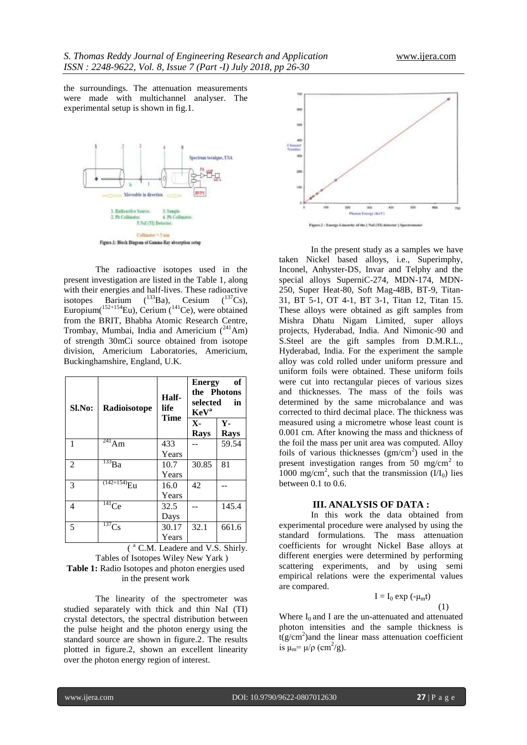the surroundings. The attenuation measurements were made with multichannel analyser. The experimental setup is shown in fig.1.

Figure.1: Block Diagram of Gamma-Ray absorption setup

The radioactive isotopes used in the present investigation are listed in the Table 1, along with their energies and half-lives. These radioactive isotopes Barium ($^{133}$Ba), Cesium ($^{137}$Cs), Europium($^{152+154}$Eu), Cerium ($^{141}$Ce), were obtained from the BRIT, Bhabha Atomic Research Centre, Trombay, Mumbai, India and Americium ($^{241}$Am) of strength 30mCi source obtained from isotope division, Americium Laboratories, Americium, Buckinghamshire, England, U.K.

| Sl.No: | Radioisotope | Half-life Time | Energy of the Photons selected in KeV[a] | |
|---|---|---|---|---|
| | | | X-Rays | Y-Rays |
| 1 | $^{241}$Am | 433 Years | -- | 59.54 |
| 2 | $^{133}$Ba | 10.7 Years | 30.85 | 81 |
| 3 | $^{(142+154)}$Eu | 16.0 Years | 42 | -- |
| 4 | $^{141}$Ce | 32.5 Days | -- | 145.4 |
| 5 | $^{137}$Cs | 30.17 Years | 32.1 | 661.6 |

( [a] C.M. Leadere and V.S. Shirly. Tables of Isotopes Wiley New Yark )

**Table 1:** Radio Isotopes and photon energies used in the present work

The linearity of the spectrometer was studied separately with thick and thin NaI (TI) crystal detectors, the spectral distribution between the pulse height and the photon energy using the standard source are shown in figure.2. The results plotted in figure.2, shown an excellent linearity over the photon energy region of interest.

Figure.2 : Energy-Linearity of the [ NaI (Tl) detector ] Spectrometer

In the present study as a samples we have taken Nickel based alloys, i.e., Superimphy, Inconel, Anhyster-DS, Invar and Telphy and the special alloys SuperniC-274, MDN-174, MDN-250, Super Heat-80, Soft Mag-48B, BT-9, Titan-31, BT 5-1, OT 4-1, BT 3-1, Titan 12, Titan 15. These alloys were obtained as gift samples from Mishra Dhatu Nigam Limited, super alloys projects, Hyderabad, India. And Nimonic-90 and S.Steel are the gift samples from D.M.R.L., Hyderabad, India. For the experiment the sample alloy was cold rolled under uniform pressure and uniform foils were obtained. These uniform foils were cut into rectangular pieces of various sizes and thicknesses. The mass of the foils was determined by the same microbalance and was corrected to third decimal place. The thickness was measured using a micrometre whose least count is 0.001 cm. After knowing the mass and thickness of the foil the mass per unit area was computed. Alloy foils of various thicknesses (gm/cm$^2$) used in the present investigation ranges from 50 mg/cm$^2$ to 1000 mg/cm$^2$, such that the transmission ($I/I_0$) lies between 0.1 to 0.6.

## III. ANALYSIS OF DATA :

In this work the data obtained from experimental procedure were analysed by using the standard formulations. The mass attenuation coefficients for wrought Nickel Base alloys at different energies were determined by performing scattering experiments, and by using semi empirical relations were the experimental values are compared.

$$I = I_0 \exp(-\mu_m t) \quad (1)$$

Where $I_0$ and I are the un-attenuated and attenuated photon intensities and the sample thickness is t(g/cm$^2$)and the linear mass attenuation coefficient is $\mu_m = \mu/\rho$ (cm$^2$/g).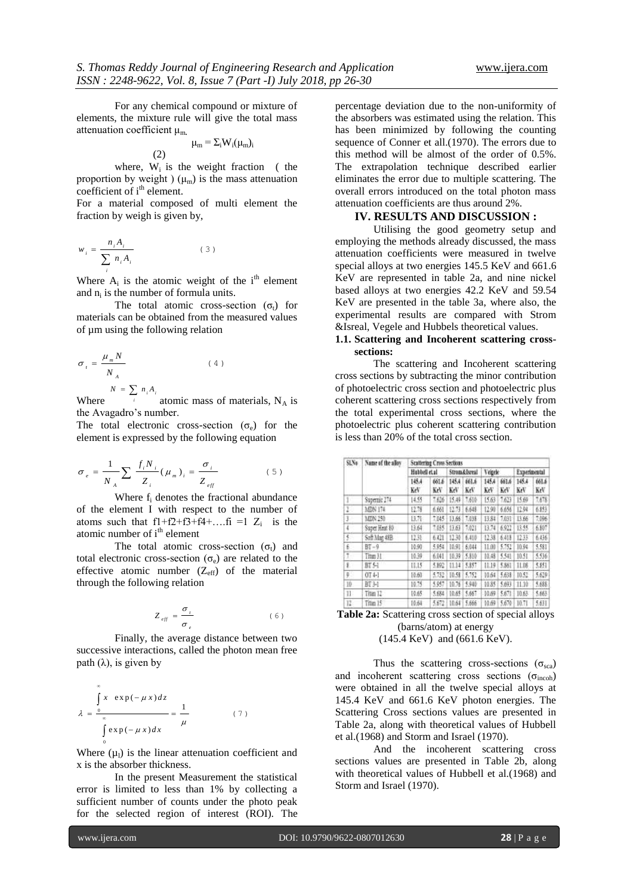For any chemical compound or mixture of elements, the mixture rule will give the total mass attenuation coefficient $\mu_m$.

$$\mu_m = \Sigma_i W_i (\mu_m)_i \quad (2)$$

where, $W_i$ is the weight fraction ( the proportion by weight ) $(\mu_m)$ is the mass attenuation coefficient of $i^{th}$ element.

For a material composed of multi element the fraction by weigh is given by,

$$w_i = \frac{n_i A_i}{\sum_i n_i A_i} \quad (3)$$

Where $A_i$ is the atomic weight of the $i^{th}$ element and $n_i$ is the number of formula units.

The total atomic cross-section ($\sigma_t$) for materials can be obtained from the measured values of μm using the following relation

$$\sigma_t = \frac{\mu_m N}{N_A} \quad (4)$$

Where $N = \sum_i n_i A_i$ atomic mass of materials, $N_A$ is the Avagadro's number.

The total electronic cross-section ($\sigma_e$) for the element is expressed by the following equation

$$\sigma_e = \frac{1}{N_A} \sum \frac{f_i N_i}{Z_i} (\mu_m)_i = \frac{\sigma_i}{Z_{eff}} \quad (5)$$

Where $f_i$ denotes the fractional abundance of the element I with respect to the number of atoms such that f1+f2+f3+f4+….fi =1 $Z_i$ is the atomic number of $i^{th}$ element

The total atomic cross-section ($\sigma_t$) and total electronic cross-section ($\sigma_e$) are related to the effective atomic number ($Z_{eff}$) of the material through the following relation

$$Z_{eff} = \frac{\sigma_t}{\sigma_e} \quad (6)$$

Finally, the average distance between two successive interactions, called the photon mean free path (λ), is given by

$$\lambda = \frac{\int_0^\infty x \ \exp(-\mu x) dz}{\int_0^\infty \exp(-\mu x) dx} = \frac{1}{\mu} \quad (7)$$

Where ($\mu_l$) is the linear attenuation coefficient and x is the absorber thickness.

In the present Measurement the statistical error is limited to less than 1% by collecting a sufficient number of counts under the photo peak for the selected region of interest (ROI). The percentage deviation due to the non-uniformity of the absorbers was estimated using the relation. This has been minimized by following the counting sequence of Conner et all.(1970). The errors due to this method will be almost of the order of 0.5%. The extrapolation technique described earlier eliminates the error due to multiple scattering. The overall errors introduced on the total photon mass attenuation coefficients are thus around 2%.

## IV. RESULTS AND DISCUSSION :

Utilising the good geometry setup and employing the methods already discussed, the mass attenuation coefficients were measured in twelve special alloys at two energies 145.5 KeV and 661.6 KeV are represented in table 2a, and nine nickel based alloys at two energies 42.2 KeV and 59.54 KeV are presented in the table 3a, where also, the experimental results are compared with Strom &Isreal, Vegele and Hubbels theoretical values.

### 1.1. Scattering and Incoherent scattering cross-sections:

The scattering and Incoherent scattering cross sections by subtracting the minor contribution of photoelectric cross section and photoelectric plus coherent scattering cross sections respectively from the total experimental cross sections, where the photoelectric plus coherent scattering contribution is less than 20% of the total cross section.

| Sl.No | Name of the alloy | Scattering Cross Sections | | | | | | | |
|---|---|---|---|---|---|---|---|---|---|
| | | Hubbell et.al | | Strom&Isreal | | Veigele | | Experimental | |
| | | 145.4 KeV | 661.6 KeV | 145.4 KeV | 661.6 KeV | 145.4 KeV | 661.6 KeV | 145.4 KeV | 661.6 KeV |
| 1 | Supernic 274 | 14.55 | 7.626 | 15.49 | 7.610 | 15.63 | 7.623 | 15.69 | 7.678 |
| 2 | MDN 174 | 12.78 | 6.661 | 12.73 | 6.648 | 12.90 | 6.656 | 12.94 | 6.853 |
| 3 | MDN 250 | 13.71 | 7.045 | 13.66 | 7.038 | 13.84 | 7.031 | 13.66 | 7.096 |
| 4 | Super Heat 80 | 13.64 | 7.035 | 13.63 | 7.021 | 13.74 | 6.922 | 13.55 | 6.807 |
| 5 | Soft Mag 48B | 12.31 | 6.421 | 12.30 | 6.410 | 12.38 | 6.418 | 12.33 | 6.436 |
| 6 | BT – 9 | 10.90 | 5.954 | 10.91 | 6.044 | 11.00 | 5.752 | 10.94 | 5.581 |
| 7 | Titan 31 | 10.39 | 6.041 | 10.39 | 5.810 | 10.48 | 5.541 | 10.51 | 5.536 |
| 8 | BT 5-1 | 11.15 | 5.892 | 11.14 | 5.857 | 11.19 | 5.861 | 11.08 | 5.851 |
| 9 | OT 4-1 | 10.60 | 5.732 | 10.58 | 5.752 | 10.64 | 5.638 | 10.52 | 5.629 |
| 10 | BT 3-1 | 10.75 | 5.957 | 10.76 | 5.940 | 10.85 | 5.693 | 11.10 | 5.688 |
| 11 | Titan 12 | 10.65 | 5.684 | 10.65 | 5.667 | 10.69 | 5.671 | 10.63 | 5.663 |
| 12 | Titan 15 | 10.64 | 5.672 | 10.64 | 5.666 | 10.69 | 5.670 | 10.71 | 5.631 |

**Table 2a:** Scattering cross section of special alloys (barns/atom) at energy (145.4 KeV) and (661.6 KeV).

Thus the scattering cross-sections ($\sigma_{sca}$) and incoherent scattering cross sections ($\sigma_{incoh}$) were obtained in all the twelve special alloys at 145.4 KeV and 661.6 KeV photon energies. The Scattering Cross sections values are presented in Table 2a, along with theoretical values of Hubbell et al.(1968) and Storm and Israel (1970).

And the incoherent scattering cross sections values are presented in Table 2b, along with theoretical values of Hubbell et al.(1968) and Storm and Israel (1970).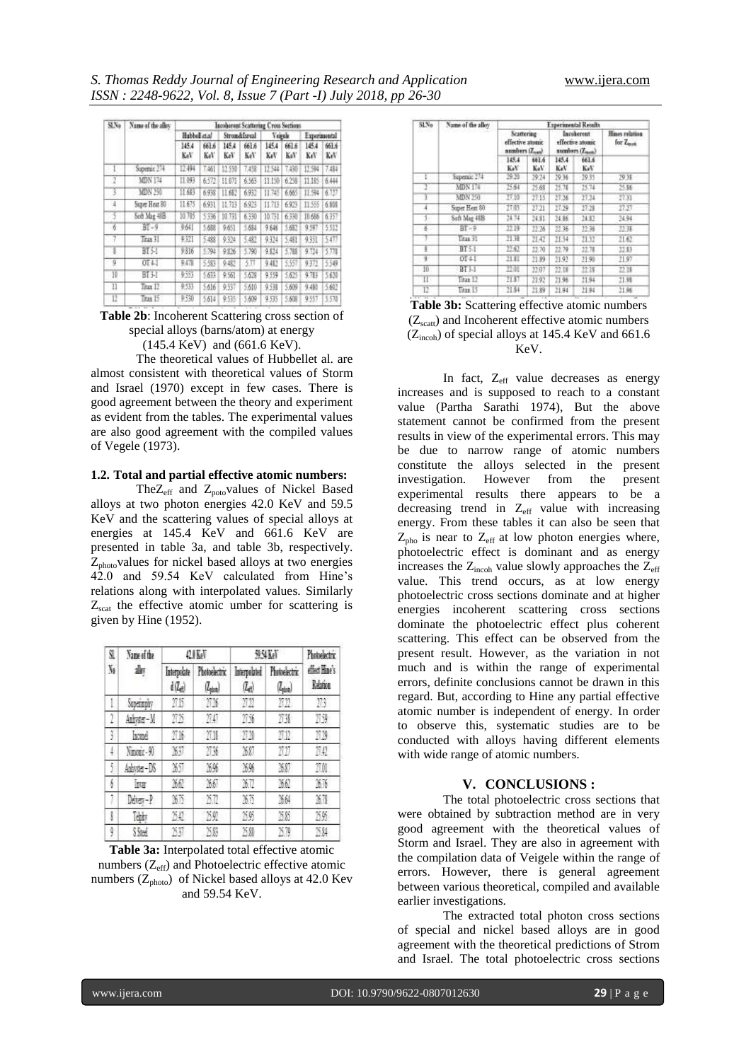| Sl.No | Name of the alloy | Incoherent Scattering Cross Sections | | | | | | | |
|---|---|---|---|---|---|---|---|---|---|
| | | Hubbell et.al | | Strom&Isreal | | Veigele | | Experimental | |
| | | 145.4 KeV | 661.6 KeV | 145.4 KeV | 661.6 KeV | 145.4 KeV | 661.6 KeV | 145.4 KeV | 661.6 KeV |
| 1 | Supernic 274 | 12.494 | 7.461 | 12.550 | 7.458 | 12.544 | 7.430 | 12.594 | 7.484 |
| 2 | MDN 174 | 11.093 | 6.572 | 11.071 | 6.563 | 11.150 | 6.258 | 11.185 | 6.444 |
| 3 | MDN 250 | 11.683 | 6.958 | 11.682 | 6.932 | 11.745 | 6.665 | 11.594 | 6.727 |
| 4 | Super Heat 80 | 11.675 | 6.931 | 11.713 | 6.923 | 11.713 | 6.923 | 11.555 | 6.808 |
| 5 | Soft Mag 48B | 10.705 | 5.356 | 10.731 | 6.330 | 10.731 | 6.330 | 10.686 | 6.357 |
| 6 | BT – 9 | 9.641 | 5.688 | 9.651 | 5.684 | 9.646 | 5.682 | 9.597 | 5.512 |
| 7 | Titan 31 | 9.321 | 5.488 | 9.324 | 5.482 | 9.324 | 5.481 | 9.351 | 5.477 |
| 8 | BT 5-1 | 9.816 | 5.794 | 9.826 | 5.790 | 9.824 | 5.788 | 9.724 | 5.778 |
| 9 | OT 4-1 | 9.478 | 5.583 | 9.482 | 5.77 | 9.482 | 5.557 | 9.372 | 5.549 |
| 10 | BT 3-1 | 9.553 | 5.633 | 9.561 | 5.628 | 9.559 | 5.625 | 9.783 | 5.620 |
| 11 | Titan 12 | 9.533 | 5.616 | 9.537 | 5.610 | 9.538 | 5.609 | 9.480 | 5.602 |
| 12 | Titan 15 | 9.530 | 5.614 | 9.535 | 5.609 | 9.535 | 5.608 | 9.557 | 5.570 |

**Table 2b**: Incoherent Scattering cross section of special alloys (barns/atom) at energy (145.4 KeV) and (661.6 KeV).

The theoretical values of Hubbellet al. are almost consistent with theoretical values of Storm and Israel (1970) except in few cases. There is good agreement between the theory and experiment as evident from the tables. The experimental values are also good agreement with the compiled values of Vegele (1973).

### 1.2. Total and partial effective atomic numbers:

The$Z_{eff}$ and $Z_{poto}$values of Nickel Based alloys at two photon energies 42.0 KeV and 59.5 KeV and the scattering values of special alloys at energies at 145.4 KeV and 661.6 KeV are presented in table 3a, and table 3b, respectively. $Z_{photo}$values for nickel based alloys at two energies 42.0 and 59.54 KeV calculated from Hine's relations along with interpolated values. Similarly $Z_{scat}$ the effective atomic umber for scattering is given by Hine (1952).

| Sl. No | Name of the alloy | 42.0 KeV | | 59.54 KeV | | Photoelectric effect Hine's Relation |
|---|---|---|---|---|---|---|
| | | Interpolated ($Z_{eff}$) | Photoelectric ($Z_{photo}$) | Interpolated ($Z_{eff}$) | Photoelectric ($Z_{photo}$) | |
| 1 | Superimphy | 27.15 | 27.26 | 27.22 | 27.22 | 27.3 |
| 2 | Anhyster – M | 27.25 | 27.47 | 27.56 | 27.38 | 27.59 |
| 3 | Inconel | 27.16 | 27.18 | 27.20 | 27.12 | 27.29 |
| 4 | Nimonic - 90 | 26.57 | 27.36 | 26.87 | 27.27 | 27.42 |
| 5 | Anhyster – DS | 26.57 | 26.96 | 26.96 | 26.87 | 27.01 |
| 6 | Invar | 26.62 | 26.67 | 26.72 | 26.62 | 26.76 |
| 7 | Delvery – P | 26.75 | 25.72 | 26.75 | 26.64 | 26.78 |
| 8 | Telphy | 25.42 | 25.92 | 25.95 | 25.85 | 25.95 |
| 9 | S.Steel | 25.37 | 25.83 | 25.80 | 25.79 | 25.84 |

**Table 3a:** Interpolated total effective atomic numbers ($Z_{eff}$) and Photoelectric effective atomic numbers ($Z_{photo}$) of Nickel based alloys at 42.0 Kev and 59.54 KeV.

| Sl.No | Name of the alloy | Experimental Results | | | | |
|---|---|---|---|---|---|---|
| | | Scattering effective atomic numbers ($Z_{scatt}$) | | Incoherent effective atomic numbers ($Z_{incoh}$) | | Hines relation for $Z_{incoh}$ |
| | | 145.4 KeV | 661.6 KeV | 145.4 KeV | 661.6 KeV | |
| 1 | Supernic 274 | 29.20 | 29.24 | 29.36 | 29.33 | 29.38 |
| 2 | MDN 174 | 25.64 | 25.68 | 25.78 | 25.74 | 25.86 |
| 3 | MDN 250 | 27.10 | 27.15 | 27.26 | 27.24 | 27.31 |
| 4 | Super Heat 80 | 27.05 | 27.21 | 27.29 | 27.28 | 27.27 |
| 5 | Soft Mag 48B | 24.74 | 24.81 | 24.86 | 24.82 | 24.94 |
| 6 | BT – 9 | 22.19 | 22.26 | 22.36 | 22.36 | 22.36 |
| 7 | Titan 31 | 21.38 | 21.42 | 21.54 | 21.52 | 21.62 |
| 8 | BT 5-1 | 22.62 | 22.70 | 22.79 | 22.78 | 22.83 |
| 9 | OT 4-1 | 21.81 | 21.89 | 21.92 | 21.90 | 21.97 |
| 10 | BT 3-1 | 22.01 | 22.07 | 22.18 | 22.18 | 22.18 |
| 11 | Titan 12 | 21.87 | 21.92 | 21.96 | 21.94 | 21.98 |
| 12 | Titan 15 | 21.84 | 21.89 | 21.94 | 21.94 | 21.96 |

**Table 3b:** Scattering effective atomic numbers ($Z_{scatt}$) and Incoherent effective atomic numbers ($Z_{incoh}$) of special alloys at 145.4 KeV and 661.6 KeV.

In fact, $Z_{eff}$ value decreases as energy increases and is supposed to reach to a constant value (Partha Sarathi 1974), But the above statement cannot be confirmed from the present results in view of the experimental errors. This may be due to narrow range of atomic numbers constitute the alloys selected in the present investigation. However from the present experimental results there appears to be a decreasing trend in $Z_{eff}$ value with increasing energy. From these tables it can also be seen that $Z_{pho}$ is near to $Z_{eff}$ at low photon energies where, photoelectric effect is dominant and as energy increases the $Z_{incoh}$ value slowly approaches the $Z_{eff}$ value. This trend occurs, as at low energy photoelectric cross sections dominate and at higher energies incoherent scattering cross sections dominate the photoelectric effect plus coherent scattering. This effect can be observed from the present result. However, as the variation in not much and is within the range of experimental errors, definite conclusions cannot be drawn in this regard. But, according to Hine any partial effective atomic number is independent of energy. In order to observe this, systematic studies are to be conducted with alloys having different elements with wide range of atomic numbers.

## V. CONCLUSIONS :

The total photoelectric cross sections that were obtained by subtraction method are in very good agreement with the theoretical values of Storm and Israel. They are also in agreement with the compilation data of Veigele within the range of errors. However, there is general agreement between various theoretical, compiled and available earlier investigations.

The extracted total photon cross sections of special and nickel based alloys are in good agreement with the theoretical predictions of Strom and Israel. The total photoelectric cross sections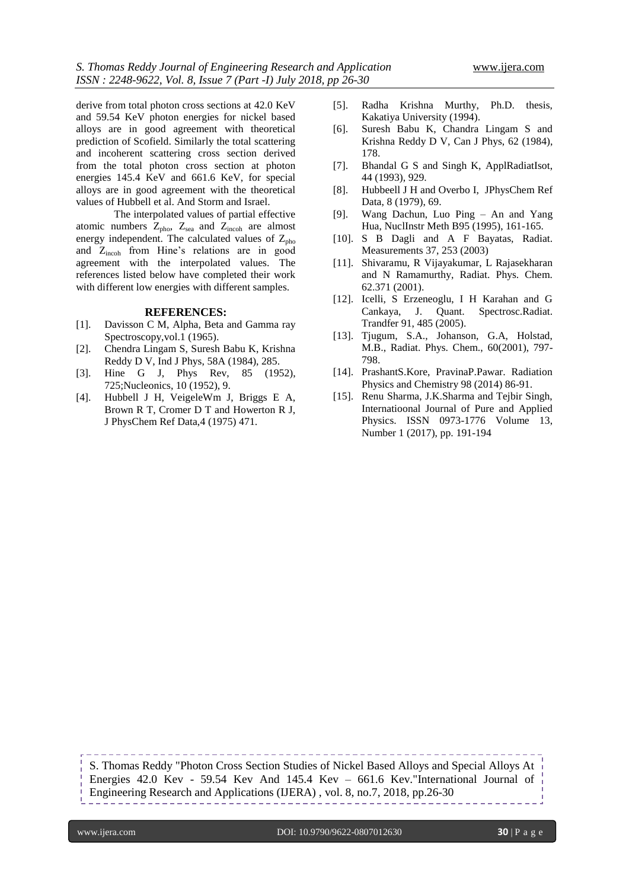derive from total photon cross sections at 42.0 KeV and 59.54 KeV photon energies for nickel based alloys are in good agreement with theoretical prediction of Scofield. Similarly the total scattering and incoherent scattering cross section derived from the total photon cross section at photon energies 145.4 KeV and 661.6 KeV, for special alloys are in good agreement with the theoretical values of Hubbell et al. And Storm and Israel.

The interpolated values of partial effective atomic numbers $Z_{pho}$, $Z_{sea}$ and $Z_{incoh}$ are almost energy independent. The calculated values of $Z_{pho}$ and $Z_{incoh}$ from Hine's relations are in good agreement with the interpolated values. The references listed below have completed their work with different low energies with different samples.

## REFERENCES:

- [1]. Davisson C M, Alpha, Beta and Gamma ray Spectroscopy,vol.1 (1965).
- [2]. Chendra Lingam S, Suresh Babu K, Krishna Reddy D V, Ind J Phys, 58A (1984), 285.
- [3]. Hine G J, Phys Rev, 85 (1952), 725;Nucleonics, 10 (1952), 9.
- [4]. Hubbell J H, VeigeleWm J, Briggs E A, Brown R T, Cromer D T and Howerton R J, J PhysChem Ref Data,4 (1975) 471.
- [5]. Radha Krishna Murthy, Ph.D. thesis, Kakatiya University (1994).
- [6]. Suresh Babu K, Chandra Lingam S and Krishna Reddy D V, Can J Phys, 62 (1984), 178.
- [7]. Bhandal G S and Singh K, ApplRadiatIsot, 44 (1993), 929.
- [8]. Hubbeell J H and Overbo I, JPhysChem Ref Data, 8 (1979), 69.
- [9]. Wang Dachun, Luo Ping – An and Yang Hua, NuclInstr Meth B95 (1995), 161-165.
- [10]. S B Dagli and A F Bayatas, Radiat. Measurements 37, 253 (2003)
- [11]. Shivaramu, R Vijayakumar, L Rajasekharan and N Ramamurthy, Radiat. Phys. Chem. 62.371 (2001).
- [12]. Icelli, S Erzeneoglu, I H Karahan and G Cankaya, J. Quant. Spectrosc.Radiat. Trandfer 91, 485 (2005).
- [13]. Tjugum, S.A., Johanson, G.A, Holstad, M.B., Radiat. Phys. Chem., 60(2001), 797-798.
- [14]. PrashantS.Kore, PravinaP.Pawar. Radiation Physics and Chemistry 98 (2014) 86-91.
- [15]. Renu Sharma, J.K.Sharma and Tejbir Singh, Internatioonal Journal of Pure and Applied Physics. ISSN 0973-1776 Volume 13, Number 1 (2017), pp. 191-194

S. Thomas Reddy "Photon Cross Section Studies of Nickel Based Alloys and Special Alloys At Energies 42.0 Kev - 59.54 Kev And 145.4 Kev – 661.6 Kev."International Journal of Engineering Research and Applications (IJERA) , vol. 8, no.7, 2018, pp.26-30